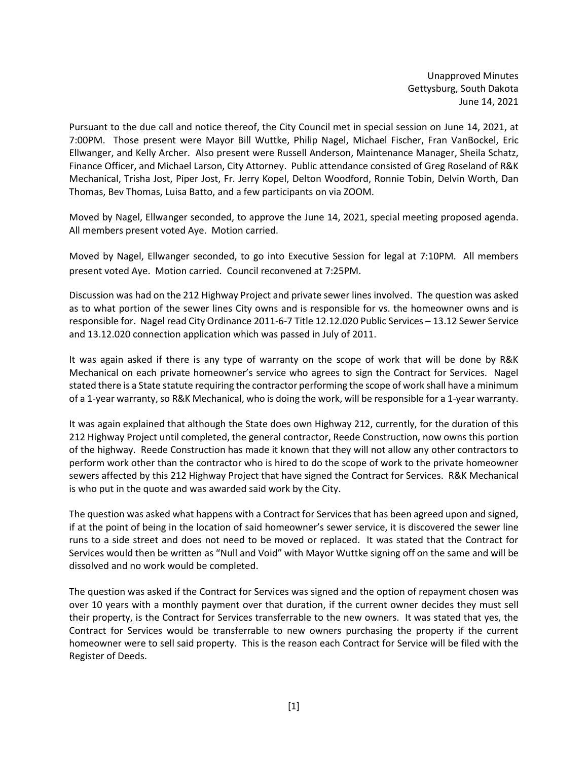Unapproved Minutes
Gettysburg, South Dakota
June 14, 2021

Pursuant to the due call and notice thereof, the City Council met in special session on June 14, 2021, at 7:00PM. Those present were Mayor Bill Wuttke, Philip Nagel, Michael Fischer, Fran VanBockel, Eric Ellwanger, and Kelly Archer. Also present were Russell Anderson, Maintenance Manager, Sheila Schatz, Finance Officer, and Michael Larson, City Attorney. Public attendance consisted of Greg Roseland of R&K Mechanical, Trisha Jost, Piper Jost, Fr. Jerry Kopel, Delton Woodford, Ronnie Tobin, Delvin Worth, Dan Thomas, Bev Thomas, Luisa Batto, and a few participants on via ZOOM.

Moved by Nagel, Ellwanger seconded, to approve the June 14, 2021, special meeting proposed agenda. All members present voted Aye. Motion carried.

Moved by Nagel, Ellwanger seconded, to go into Executive Session for legal at 7:10PM. All members present voted Aye. Motion carried. Council reconvened at 7:25PM.

Discussion was had on the 212 Highway Project and private sewer lines involved. The question was asked as to what portion of the sewer lines City owns and is responsible for vs. the homeowner owns and is responsible for. Nagel read City Ordinance 2011-6-7 Title 12.12.020 Public Services – 13.12 Sewer Service and 13.12.020 connection application which was passed in July of 2011.

It was again asked if there is any type of warranty on the scope of work that will be done by R&K Mechanical on each private homeowner's service who agrees to sign the Contract for Services. Nagel stated there is a State statute requiring the contractor performing the scope of work shall have a minimum of a 1-year warranty, so R&K Mechanical, who is doing the work, will be responsible for a 1-year warranty.

It was again explained that although the State does own Highway 212, currently, for the duration of this 212 Highway Project until completed, the general contractor, Reede Construction, now owns this portion of the highway. Reede Construction has made it known that they will not allow any other contractors to perform work other than the contractor who is hired to do the scope of work to the private homeowner sewers affected by this 212 Highway Project that have signed the Contract for Services. R&K Mechanical is who put in the quote and was awarded said work by the City.

The question was asked what happens with a Contract for Services that has been agreed upon and signed, if at the point of being in the location of said homeowner's sewer service, it is discovered the sewer line runs to a side street and does not need to be moved or replaced. It was stated that the Contract for Services would then be written as "Null and Void" with Mayor Wuttke signing off on the same and will be dissolved and no work would be completed.

The question was asked if the Contract for Services was signed and the option of repayment chosen was over 10 years with a monthly payment over that duration, if the current owner decides they must sell their property, is the Contract for Services transferrable to the new owners. It was stated that yes, the Contract for Services would be transferrable to new owners purchasing the property if the current homeowner were to sell said property. This is the reason each Contract for Service will be filed with the Register of Deeds.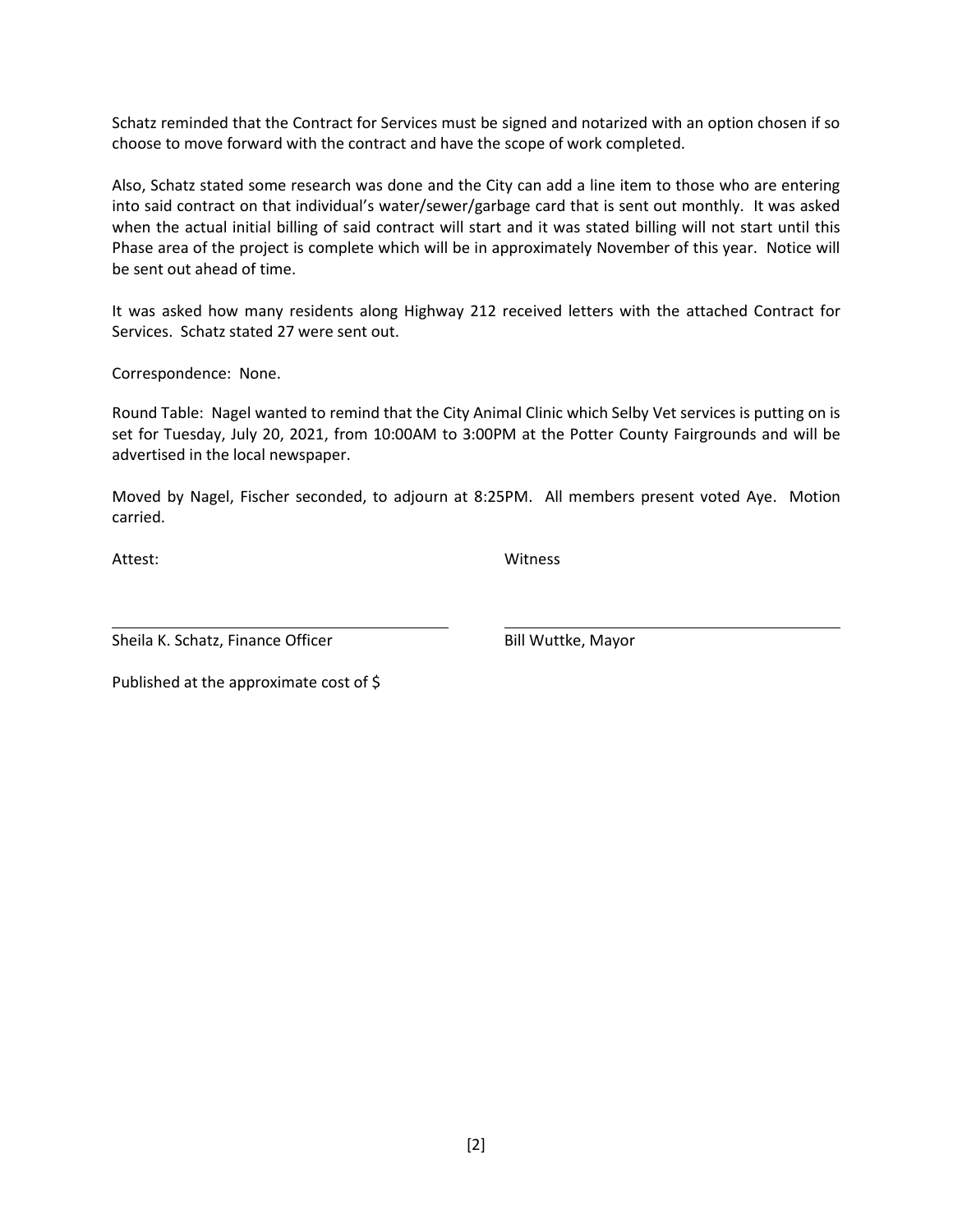Schatz reminded that the Contract for Services must be signed and notarized with an option chosen if so choose to move forward with the contract and have the scope of work completed.

Also, Schatz stated some research was done and the City can add a line item to those who are entering into said contract on that individual's water/sewer/garbage card that is sent out monthly. It was asked when the actual initial billing of said contract will start and it was stated billing will not start until this Phase area of the project is complete which will be in approximately November of this year. Notice will be sent out ahead of time.

It was asked how many residents along Highway 212 received letters with the attached Contract for Services. Schatz stated 27 were sent out.

Correspondence: None.

Round Table: Nagel wanted to remind that the City Animal Clinic which Selby Vet services is putting on is set for Tuesday, July 20, 2021, from 10:00AM to 3:00PM at the Potter County Fairgrounds and will be advertised in the local newspaper.

Moved by Nagel, Fischer seconded, to adjourn at 8:25PM. All members present voted Aye. Motion carried.

Attest: Witness

Sheila K. Schatz, Finance Officer Bill Wuttke, Mayor

Published at the approximate cost of $